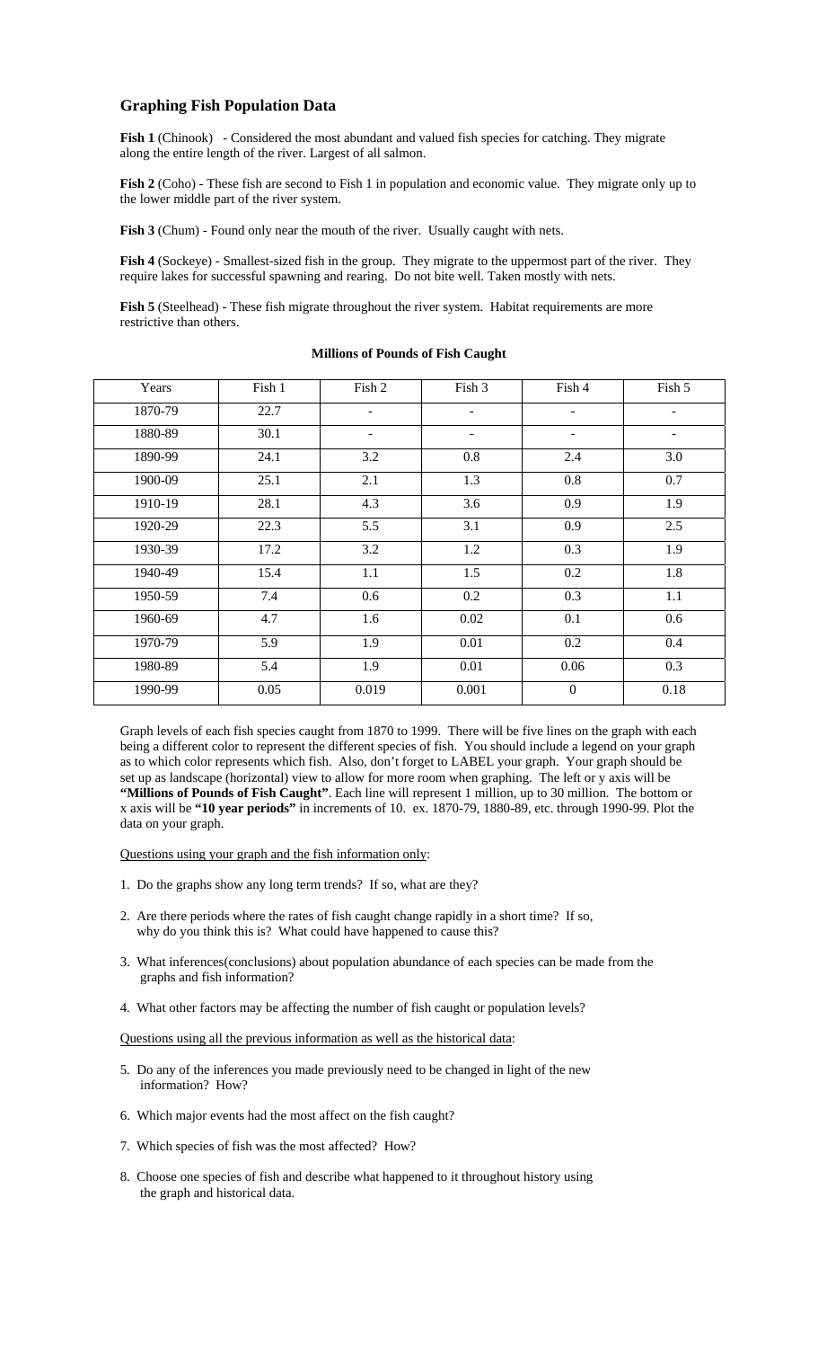## Graphing Fish Population Data

**Fish 1** (Chinook) - Considered the most abundant and valued fish species for catching. They migrate along the entire length of the river. Largest of all salmon.

**Fish 2** (Coho) - These fish are second to Fish 1 in population and economic value. They migrate only up to the lower middle part of the river system.

**Fish 3** (Chum) - Found only near the mouth of the river. Usually caught with nets.

**Fish 4** (Sockeye) - Smallest-sized fish in the group. They migrate to the uppermost part of the river. They require lakes for successful spawning and rearing. Do not bite well. Taken mostly with nets.

**Fish 5** (Steelhead) - These fish migrate throughout the river system. Habitat requirements are more restrictive than others.

**Millions of Pounds of Fish Caught**

| Years | Fish 1 | Fish 2 | Fish 3 | Fish 4 | Fish 5 |
|---|---|---|---|---|---|
| 1870-79 | 22.7 | - | - | - | - |
| 1880-89 | 30.1 | - | - | - | - |
| 1890-99 | 24.1 | 3.2 | 0.8 | 2.4 | 3.0 |
| 1900-09 | 25.1 | 2.1 | 1.3 | 0.8 | 0.7 |
| 1910-19 | 28.1 | 4.3 | 3.6 | 0.9 | 1.9 |
| 1920-29 | 22.3 | 5.5 | 3.1 | 0.9 | 2.5 |
| 1930-39 | 17.2 | 3.2 | 1.2 | 0.3 | 1.9 |
| 1940-49 | 15.4 | 1.1 | 1.5 | 0.2 | 1.8 |
| 1950-59 | 7.4 | 0.6 | 0.2 | 0.3 | 1.1 |
| 1960-69 | 4.7 | 1.6 | 0.02 | 0.1 | 0.6 |
| 1970-79 | 5.9 | 1.9 | 0.01 | 0.2 | 0.4 |
| 1980-89 | 5.4 | 1.9 | 0.01 | 0.06 | 0.3 |
| 1990-99 | 0.05 | 0.019 | 0.001 | 0 | 0.18 |

Graph levels of each fish species caught from 1870 to 1999. There will be five lines on the graph with each being a different color to represent the different species of fish. You should include a legend on your graph as to which color represents which fish. Also, don't forget to LABEL your graph. Your graph should be set up as landscape (horizontal) view to allow for more room when graphing. The left or y axis will be **"Millions of Pounds of Fish Caught"**. Each line will represent 1 million, up to 30 million. The bottom or x axis will be **"10 year periods"** in increments of 10. ex. 1870-79, 1880-89, etc. through 1990-99. Plot the data on your graph.

Questions using your graph and the fish information only:

1. Do the graphs show any long term trends? If so, what are they?
2. Are there periods where the rates of fish caught change rapidly in a short time? If so, why do you think this is? What could have happened to cause this?
3. What inferences(conclusions) about population abundance of each species can be made from the graphs and fish information?
4. What other factors may be affecting the number of fish caught or population levels?

Questions using all the previous information as well as the historical data:

5. Do any of the inferences you made previously need to be changed in light of the new information? How?
6. Which major events had the most affect on the fish caught?
7. Which species of fish was the most affected? How?
8. Choose one species of fish and describe what happened to it throughout history using the graph and historical data.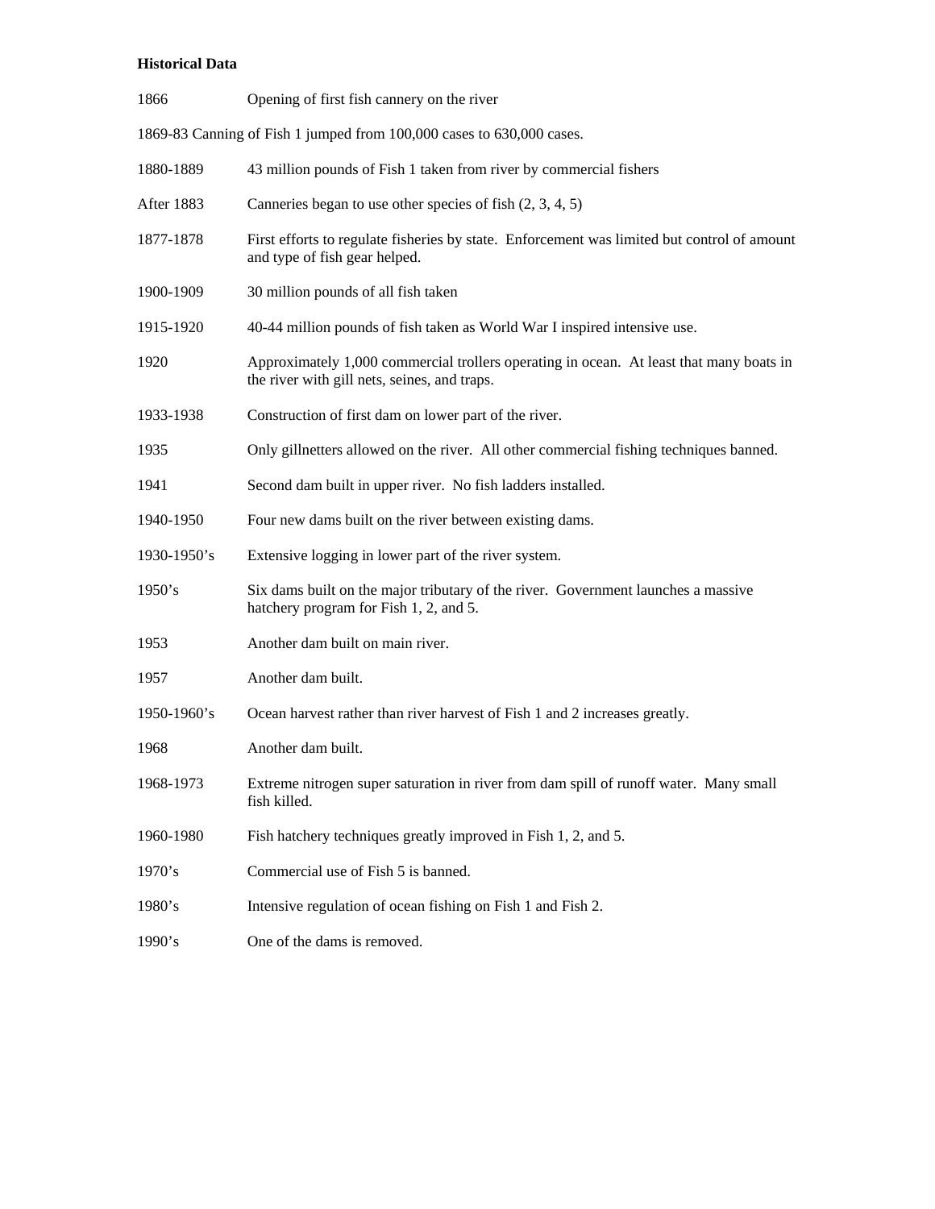**Historical Data**

| | |
|---|---|
| 1866 | Opening of first fish cannery on the river |

1869-83 Canning of Fish 1 jumped from 100,000 cases to 630,000 cases.

| | |
|---|---|
| 1880-1889 | 43 million pounds of Fish 1 taken from river by commercial fishers |
| After 1883 | Canneries began to use other species of fish (2, 3, 4, 5) |
| 1877-1878 | First efforts to regulate fisheries by state. Enforcement was limited but control of amount and type of fish gear helped. |
| 1900-1909 | 30 million pounds of all fish taken |
| 1915-1920 | 40-44 million pounds of fish taken as World War I inspired intensive use. |
| 1920 | Approximately 1,000 commercial trollers operating in ocean. At least that many boats in the river with gill nets, seines, and traps. |
| 1933-1938 | Construction of first dam on lower part of the river. |
| 1935 | Only gillnetters allowed on the river. All other commercial fishing techniques banned. |
| 1941 | Second dam built in upper river. No fish ladders installed. |
| 1940-1950 | Four new dams built on the river between existing dams. |
| 1930-1950's | Extensive logging in lower part of the river system. |
| 1950's | Six dams built on the major tributary of the river. Government launches a massive hatchery program for Fish 1, 2, and 5. |
| 1953 | Another dam built on main river. |
| 1957 | Another dam built. |
| 1950-1960's | Ocean harvest rather than river harvest of Fish 1 and 2 increases greatly. |
| 1968 | Another dam built. |
| 1968-1973 | Extreme nitrogen super saturation in river from dam spill of runoff water. Many small fish killed. |
| 1960-1980 | Fish hatchery techniques greatly improved in Fish 1, 2, and 5. |
| 1970's | Commercial use of Fish 5 is banned. |
| 1980's | Intensive regulation of ocean fishing on Fish 1 and Fish 2. |
| 1990's | One of the dams is removed. |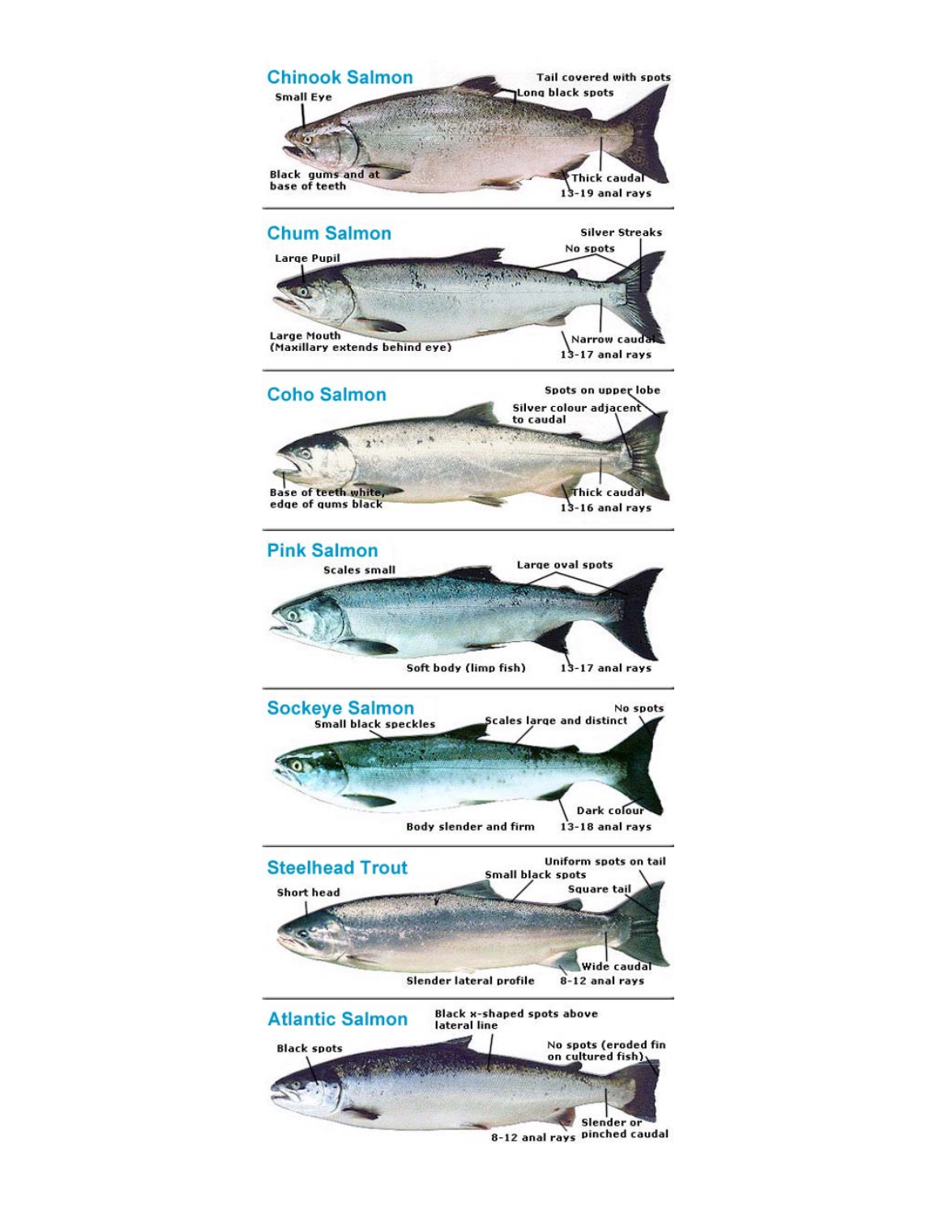## Chinook Salmon

Small Eye

Tail covered with spots

Long black spots

Black gums and at base of teeth

Thick caudal

13-19 anal rays

## Chum Salmon

Silver Streaks

No spots

Large Pupil

Large Mouth (Maxillary extends behind eye)

Narrow caudal

13-17 anal rays

## Coho Salmon

Spots on upper lobe

Silver colour adjacent to caudal

Base of teeth white, edge of gums black

Thick caudal

13-16 anal rays

## Pink Salmon

Scales small

Large oval spots

Soft body (limp fish)

13-17 anal rays

## Sockeye Salmon

No spots

Small black speckles

Scales large and distinct

Dark colour

Body slender and firm

13-18 anal rays

## Steelhead Trout

Uniform spots on tail

Small black spots

Short head

Square tail

Wide caudal

Slender lateral profile

8-12 anal rays

## Atlantic Salmon

Black x-shaped spots above lateral line

Black spots

No spots (eroded fin on cultured fish)

Slender or pinched caudal

8-12 anal rays